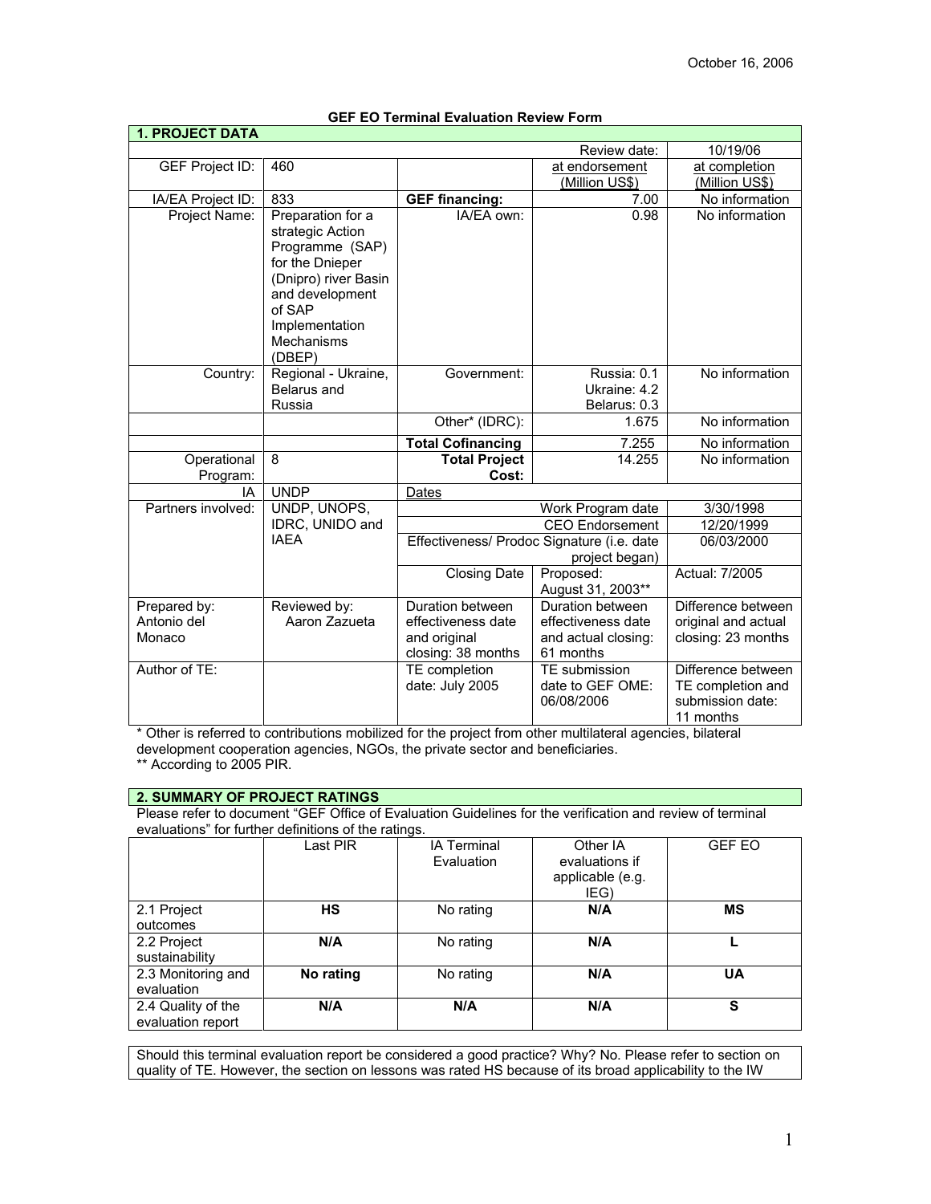October 16, 2006

**GEF EO Terminal Evaluation Review Form**

| **1. PROJECT DATA** | | | | |
|---|---|---|---|---|
| | | | Review date: | 10/19/06 |
| GEF Project ID: | 460 | | at endorsement (Million US$) | at completion (Million US$) |
| IA/EA Project ID: | 833 | **GEF financing:** | 7.00 | No information |
| Project Name: | Preparation for a strategic Action Programme (SAP) for the Dnieper (Dnipro) river Basin and development of SAP Implementation Mechanisms (DBEP) | IA/EA own: | 0.98 | No information |
| Country: | Regional - Ukraine, Belarus and Russia | Government: | Russia: 0.1<br>Ukraine: 4.2<br>Belarus: 0.3 | No information |
| | | Other* (IDRC): | 1.675 | No information |
| | | **Total Cofinancing** | 7.255 | No information |
| Operational Program: | 8 | **Total Project Cost:** | 14.255 | No information |
| IA | UNDP | Dates | | |
| Partners involved: | UNDP, UNOPS, IDRC, UNIDO and IAEA | Work Program date | | 3/30/1998 |
| | | CEO Endorsement | | 12/20/1999 |
| | | Effectiveness/ Prodoc Signature (i.e. date project began) | | 06/03/2000 |
| | | Closing Date | Proposed: August 31, 2003** | Actual: 7/2005 |
| Prepared by: Antonio del Monaco | Reviewed by: Aaron Zazueta | Duration between effectiveness date and original closing: 38 months | Duration between effectiveness date and actual closing: 61 months | Difference between original and actual closing: 23 months |
| Author of TE: | | TE completion date: July 2005 | TE submission date to GEF OME: 06/08/2006 | Difference between TE completion and submission date: 11 months |

\* Other is referred to contributions mobilized for the project from other multilateral agencies, bilateral development cooperation agencies, NGOs, the private sector and beneficiaries.
\*\* According to 2005 PIR.

**2. SUMMARY OF PROJECT RATINGS**

Please refer to document "GEF Office of Evaluation Guidelines for the verification and review of terminal evaluations" for further definitions of the ratings.

| | Last PIR | IA Terminal Evaluation | Other IA evaluations if applicable (e.g. IEG) | GEF EO |
|---|---|---|---|---|
| 2.1 Project outcomes | **HS** | No rating | **N/A** | **MS** |
| 2.2 Project sustainability | **N/A** | No rating | **N/A** | **L** |
| 2.3 Monitoring and evaluation | **No rating** | No rating | **N/A** | **UA** |
| 2.4 Quality of the evaluation report | **N/A** | **N/A** | **N/A** | **S** |

Should this terminal evaluation report be considered a good practice? Why? No. Please refer to section on quality of TE. However, the section on lessons was rated HS because of its broad applicability to the IW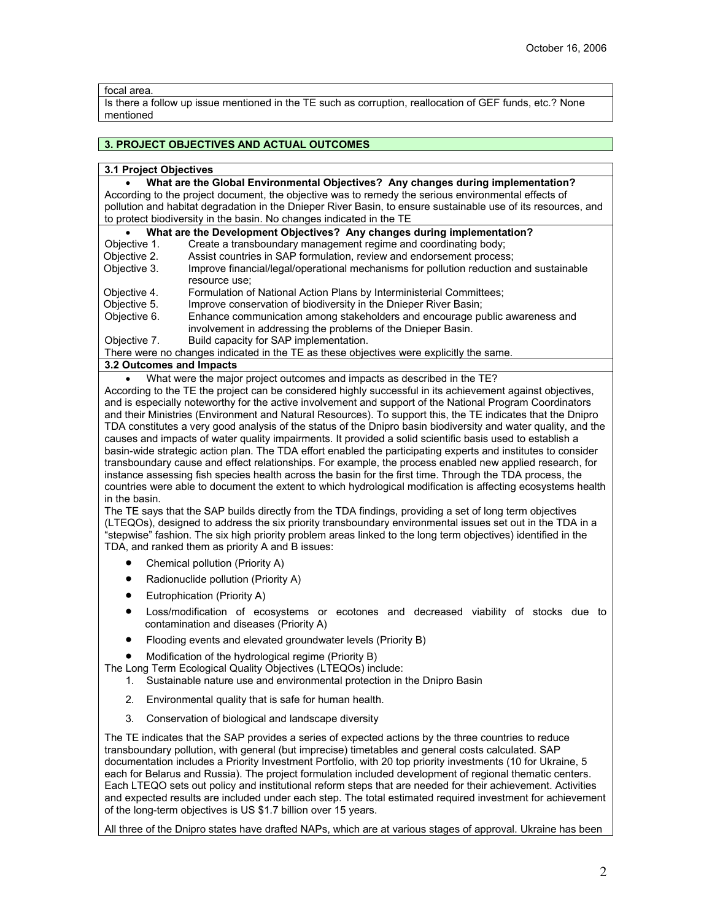focal area.

Is there a follow up issue mentioned in the TE such as corruption, reallocation of GEF funds, etc.? None mentioned

## 3. PROJECT OBJECTIVES AND ACTUAL OUTCOMES

### 3.1 Project Objectives

- **What are the Global Environmental Objectives? Any changes during implementation?**

According to the project document, the objective was to remedy the serious environmental effects of pollution and habitat degradation in the Dnieper River Basin, to ensure sustainable use of its resources, and to protect biodiversity in the basin. No changes indicated in the TE

- **What are the Development Objectives? Any changes during implementation?**

Objective 1. Create a transboundary management regime and coordinating body;
Objective 2. Assist countries in SAP formulation, review and endorsement process;
Objective 3. Improve financial/legal/operational mechanisms for pollution reduction and sustainable resource use;
Objective 4. Formulation of National Action Plans by Interministerial Committees;
Objective 5. Improve conservation of biodiversity in the Dnieper River Basin;
Objective 6. Enhance communication among stakeholders and encourage public awareness and involvement in addressing the problems of the Dnieper Basin.
Objective 7. Build capacity for SAP implementation.

There were no changes indicated in the TE as these objectives were explicitly the same.

### 3.2 Outcomes and Impacts

- What were the major project outcomes and impacts as described in the TE?

According to the TE the project can be considered highly successful in its achievement against objectives, and is especially noteworthy for the active involvement and support of the National Program Coordinators and their Ministries (Environment and Natural Resources). To support this, the TE indicates that the Dnipro TDA constitutes a very good analysis of the status of the Dnipro basin biodiversity and water quality, and the causes and impacts of water quality impairments. It provided a solid scientific basis used to establish a basin-wide strategic action plan. The TDA effort enabled the participating experts and institutes to consider transboundary cause and effect relationships. For example, the process enabled new applied research, for instance assessing fish species health across the basin for the first time. Through the TDA process, the countries were able to document the extent to which hydrological modification is affecting ecosystems health in the basin.

The TE says that the SAP builds directly from the TDA findings, providing a set of long term objectives (LTEQOs), designed to address the six priority transboundary environmental issues set out in the TDA in a "stepwise" fashion. The six high priority problem areas linked to the long term objectives) identified in the TDA, and ranked them as priority A and B issues:

- Chemical pollution (Priority A)
- Radionuclide pollution (Priority A)
- Eutrophication (Priority A)
- Loss/modification of ecosystems or ecotones and decreased viability of stocks due to contamination and diseases (Priority A)
- Flooding events and elevated groundwater levels (Priority B)
- Modification of the hydrological regime (Priority B)

The Long Term Ecological Quality Objectives (LTEQOs) include:

1. Sustainable nature use and environmental protection in the Dnipro Basin
2. Environmental quality that is safe for human health.
3. Conservation of biological and landscape diversity

The TE indicates that the SAP provides a series of expected actions by the three countries to reduce transboundary pollution, with general (but imprecise) timetables and general costs calculated. SAP documentation includes a Priority Investment Portfolio, with 20 top priority investments (10 for Ukraine, 5 each for Belarus and Russia). The project formulation included development of regional thematic centers. Each LTEQO sets out policy and institutional reform steps that are needed for their achievement. Activities and expected results are included under each step. The total estimated required investment for achievement of the long-term objectives is US $1.7 billion over 15 years.

All three of the Dnipro states have drafted NAPs, which are at various stages of approval. Ukraine has been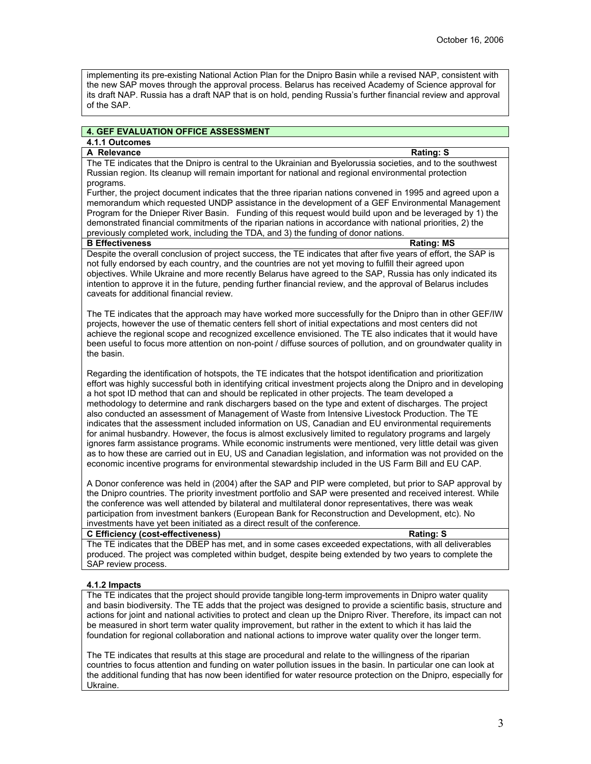implementing its pre-existing National Action Plan for the Dnipro Basin while a revised NAP, consistent with the new SAP moves through the approval process. Belarus has received Academy of Science approval for its draft NAP. Russia has a draft NAP that is on hold, pending Russia's further financial review and approval of the SAP.

## 4. GEF EVALUATION OFFICE ASSESSMENT

### 4.1.1 Outcomes

**A Relevance** — **Rating: S**

The TE indicates that the Dnipro is central to the Ukrainian and Byelorussia societies, and to the southwest Russian region. Its cleanup will remain important for national and regional environmental protection programs.

Further, the project document indicates that the three riparian nations convened in 1995 and agreed upon a memorandum which requested UNDP assistance in the development of a GEF Environmental Management Program for the Dnieper River Basin. Funding of this request would build upon and be leveraged by 1) the demonstrated financial commitments of the riparian nations in accordance with national priorities, 2) the previously completed work, including the TDA, and 3) the funding of donor nations.

**B Effectiveness** — **Rating: MS**

Despite the overall conclusion of project success, the TE indicates that after five years of effort, the SAP is not fully endorsed by each country, and the countries are not yet moving to fulfill their agreed upon objectives. While Ukraine and more recently Belarus have agreed to the SAP, Russia has only indicated its intention to approve it in the future, pending further financial review, and the approval of Belarus includes caveats for additional financial review.

The TE indicates that the approach may have worked more successfully for the Dnipro than in other GEF/IW projects, however the use of thematic centers fell short of initial expectations and most centers did not achieve the regional scope and recognized excellence envisioned. The TE also indicates that it would have been useful to focus more attention on non-point / diffuse sources of pollution, and on groundwater quality in the basin.

Regarding the identification of hotspots, the TE indicates that the hotspot identification and prioritization effort was highly successful both in identifying critical investment projects along the Dnipro and in developing a hot spot ID method that can and should be replicated in other projects. The team developed a methodology to determine and rank dischargers based on the type and extent of discharges. The project also conducted an assessment of Management of Waste from Intensive Livestock Production. The TE indicates that the assessment included information on US, Canadian and EU environmental requirements for animal husbandry. However, the focus is almost exclusively limited to regulatory programs and largely ignores farm assistance programs. While economic instruments were mentioned, very little detail was given as to how these are carried out in EU, US and Canadian legislation, and information was not provided on the economic incentive programs for environmental stewardship included in the US Farm Bill and EU CAP.

A Donor conference was held in (2004) after the SAP and PIP were completed, but prior to SAP approval by the Dnipro countries. The priority investment portfolio and SAP were presented and received interest. While the conference was well attended by bilateral and multilateral donor representatives, there was weak participation from investment bankers (European Bank for Reconstruction and Development, etc). No investments have yet been initiated as a direct result of the conference.

**C Efficiency (cost-effectiveness)** — **Rating: S**

The TE indicates that the DBEP has met, and in some cases exceeded expectations, with all deliverables produced. The project was completed within budget, despite being extended by two years to complete the SAP review process.

### 4.1.2 Impacts

The TE indicates that the project should provide tangible long-term improvements in Dnipro water quality and basin biodiversity. The TE adds that the project was designed to provide a scientific basis, structure and actions for joint and national activities to protect and clean up the Dnipro River. Therefore, its impact can not be measured in short term water quality improvement, but rather in the extent to which it has laid the foundation for regional collaboration and national actions to improve water quality over the longer term.

The TE indicates that results at this stage are procedural and relate to the willingness of the riparian countries to focus attention and funding on water pollution issues in the basin. In particular one can look at the additional funding that has now been identified for water resource protection on the Dnipro, especially for Ukraine.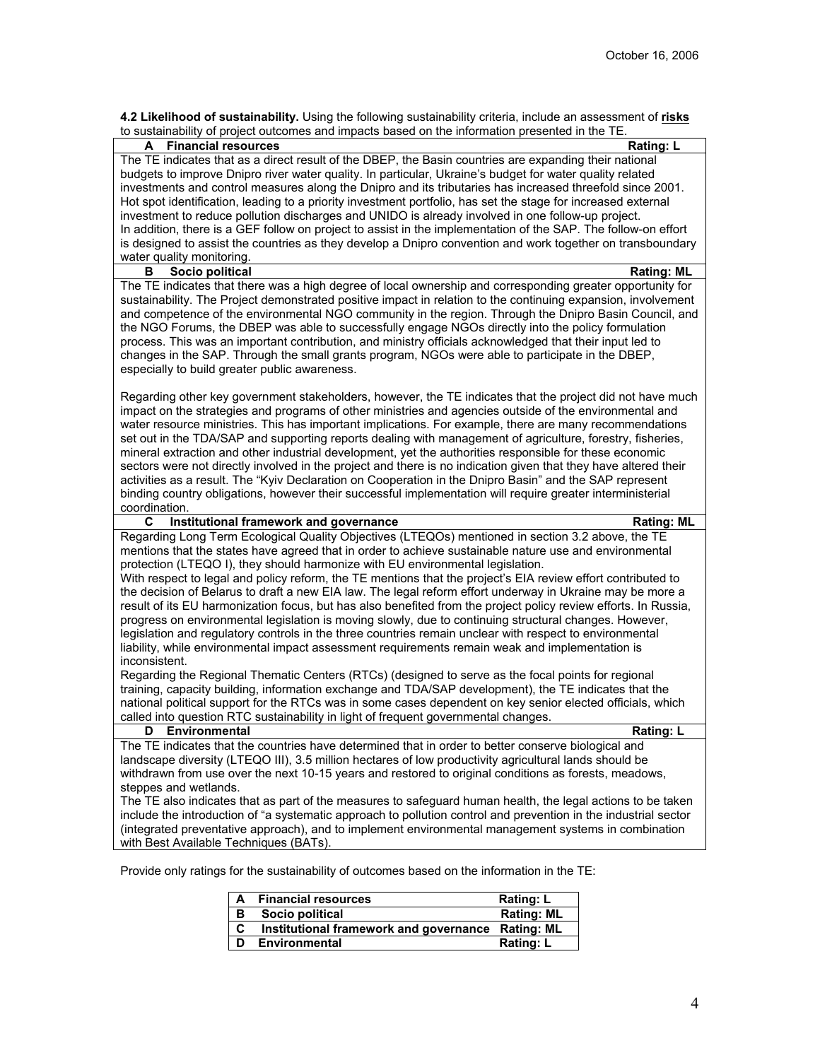**4.2 Likelihood of sustainability.** Using the following sustainability criteria, include an assessment of **risks** to sustainability of project outcomes and impacts based on the information presented in the TE.

| **A Financial resources** | **Rating: L** |
|---|---|
| The TE indicates that as a direct result of the DBEP, the Basin countries are expanding their national budgets to improve Dnipro river water quality. In particular, Ukraine's budget for water quality related investments and control measures along the Dnipro and its tributaries has increased threefold since 2001. Hot spot identification, leading to a priority investment portfolio, has set the stage for increased external investment to reduce pollution discharges and UNIDO is already involved in one follow-up project. In addition, there is a GEF follow on project to assist in the implementation of the SAP. The follow-on effort is designed to assist the countries as they develop a Dnipro convention and work together on transboundary water quality monitoring. | |
| **B Socio political** | **Rating: ML** |
| The TE indicates that there was a high degree of local ownership and corresponding greater opportunity for sustainability. The Project demonstrated positive impact in relation to the continuing expansion, involvement and competence of the environmental NGO community in the region. Through the Dnipro Basin Council, and the NGO Forums, the DBEP was able to successfully engage NGOs directly into the policy formulation process. This was an important contribution, and ministry officials acknowledged that their input led to changes in the SAP. Through the small grants program, NGOs were able to participate in the DBEP, especially to build greater public awareness.<br><br>Regarding other key government stakeholders, however, the TE indicates that the project did not have much impact on the strategies and programs of other ministries and agencies outside of the environmental and water resource ministries. This has important implications. For example, there are many recommendations set out in the TDA/SAP and supporting reports dealing with management of agriculture, forestry, fisheries, mineral extraction and other industrial development, yet the authorities responsible for these economic sectors were not directly involved in the project and there is no indication given that they have altered their activities as a result. The "Kyiv Declaration on Cooperation in the Dnipro Basin" and the SAP represent binding country obligations, however their successful implementation will require greater interministerial coordination. | |
| **C Institutional framework and governance** | **Rating: ML** |
| Regarding Long Term Ecological Quality Objectives (LTEQOs) mentioned in section 3.2 above, the TE mentions that the states have agreed that in order to achieve sustainable nature use and environmental protection (LTEQO I), they should harmonize with EU environmental legislation.<br>With respect to legal and policy reform, the TE mentions that the project's EIA review effort contributed to the decision of Belarus to draft a new EIA law. The legal reform effort underway in Ukraine may be more a result of its EU harmonization focus, but has also benefited from the project policy review efforts. In Russia, progress on environmental legislation is moving slowly, due to continuing structural changes. However, legislation and regulatory controls in the three countries remain unclear with respect to environmental liability, while environmental impact assessment requirements remain weak and implementation is inconsistent.<br>Regarding the Regional Thematic Centers (RTCs) (designed to serve as the focal points for regional training, capacity building, information exchange and TDA/SAP development), the TE indicates that the national political support for the RTCs was in some cases dependent on key senior elected officials, which called into question RTC sustainability in light of frequent governmental changes. | |
| **D Environmental** | **Rating: L** |
| The TE indicates that the countries have determined that in order to better conserve biological and landscape diversity (LTEQO III), 3.5 million hectares of low productivity agricultural lands should be withdrawn from use over the next 10-15 years and restored to original conditions as forests, meadows, steppes and wetlands.<br>The TE also indicates that as part of the measures to safeguard human health, the legal actions to be taken include the introduction of "a systematic approach to pollution control and prevention in the industrial sector (integrated preventative approach), and to implement environmental management systems in combination with Best Available Techniques (BATs). | |

Provide only ratings for the sustainability of outcomes based on the information in the TE:

| | | |
|---|---|---|
| **A** | **Financial resources** | **Rating: L** |
| **B** | **Socio political** | **Rating: ML** |
| **C** | **Institutional framework and governance** | **Rating: ML** |
| **D** | **Environmental** | **Rating: L** |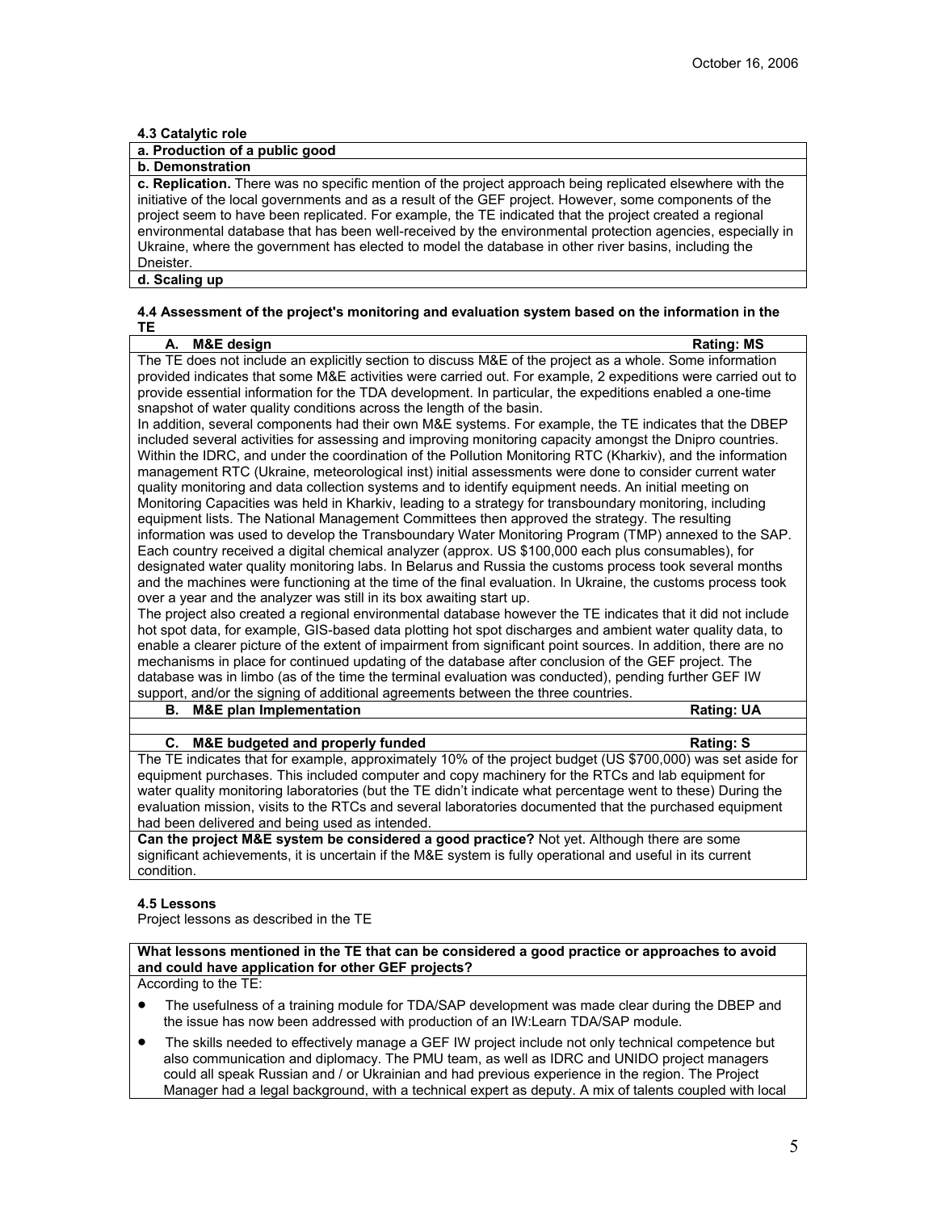### 4.3 Catalytic role

**a. Production of a public good**

**b. Demonstration**

**c. Replication.** There was no specific mention of the project approach being replicated elsewhere with the initiative of the local governments and as a result of the GEF project. However, some components of the project seem to have been replicated. For example, the TE indicated that the project created a regional environmental database that has been well-received by the environmental protection agencies, especially in Ukraine, where the government has elected to model the database in other river basins, including the Dneister.

**d. Scaling up**

### 4.4 Assessment of the project's monitoring and evaluation system based on the information in the TE

**A. M&E design** **Rating: MS**

The TE does not include an explicitly section to discuss M&E of the project as a whole. Some information provided indicates that some M&E activities were carried out. For example, 2 expeditions were carried out to provide essential information for the TDA development. In particular, the expeditions enabled a one-time snapshot of water quality conditions across the length of the basin.

In addition, several components had their own M&E systems. For example, the TE indicates that the DBEP included several activities for assessing and improving monitoring capacity amongst the Dnipro countries. Within the IDRC, and under the coordination of the Pollution Monitoring RTC (Kharkiv), and the information management RTC (Ukraine, meteorological inst) initial assessments were done to consider current water quality monitoring and data collection systems and to identify equipment needs. An initial meeting on Monitoring Capacities was held in Kharkiv, leading to a strategy for transboundary monitoring, including equipment lists. The National Management Committees then approved the strategy. The resulting information was used to develop the Transboundary Water Monitoring Program (TMP) annexed to the SAP. Each country received a digital chemical analyzer (approx. US $100,000 each plus consumables), for designated water quality monitoring labs. In Belarus and Russia the customs process took several months and the machines were functioning at the time of the final evaluation. In Ukraine, the customs process took over a year and the analyzer was still in its box awaiting start up.

The project also created a regional environmental database however the TE indicates that it did not include hot spot data, for example, GIS-based data plotting hot spot discharges and ambient water quality data, to enable a clearer picture of the extent of impairment from significant point sources. In addition, there are no mechanisms in place for continued updating of the database after conclusion of the GEF project. The database was in limbo (as of the time the terminal evaluation was conducted), pending further GEF IW support, and/or the signing of additional agreements between the three countries.

**B. M&E plan Implementation** **Rating: UA**

**C. M&E budgeted and properly funded** **Rating: S**

The TE indicates that for example, approximately 10% of the project budget (US $700,000) was set aside for equipment purchases. This included computer and copy machinery for the RTCs and lab equipment for water quality monitoring laboratories (but the TE didn't indicate what percentage went to these) During the evaluation mission, visits to the RTCs and several laboratories documented that the purchased equipment had been delivered and being used as intended.

**Can the project M&E system be considered a good practice?** Not yet. Although there are some significant achievements, it is uncertain if the M&E system is fully operational and useful in its current condition.

### 4.5 Lessons

Project lessons as described in the TE

**What lessons mentioned in the TE that can be considered a good practice or approaches to avoid and could have application for other GEF projects?**

According to the TE:

- The usefulness of a training module for TDA/SAP development was made clear during the DBEP and the issue has now been addressed with production of an IW:Learn TDA/SAP module.
- The skills needed to effectively manage a GEF IW project include not only technical competence but also communication and diplomacy. The PMU team, as well as IDRC and UNIDO project managers could all speak Russian and / or Ukrainian and had previous experience in the region. The Project Manager had a legal background, with a technical expert as deputy. A mix of talents coupled with local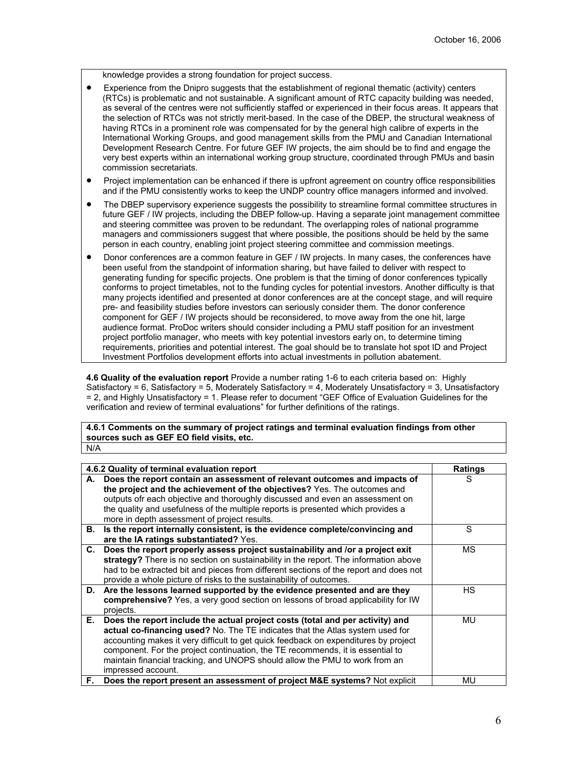knowledge provides a strong foundation for project success.

- Experience from the Dnipro suggests that the establishment of regional thematic (activity) centers (RTCs) is problematic and not sustainable. A significant amount of RTC capacity building was needed, as several of the centres were not sufficiently staffed or experienced in their focus areas. It appears that the selection of RTCs was not strictly merit-based. In the case of the DBEP, the structural weakness of having RTCs in a prominent role was compensated for by the general high calibre of experts in the International Working Groups, and good management skills from the PMU and Canadian International Development Research Centre. For future GEF IW projects, the aim should be to find and engage the very best experts within an international working group structure, coordinated through PMUs and basin commission secretariats.
- Project implementation can be enhanced if there is upfront agreement on country office responsibilities and if the PMU consistently works to keep the UNDP country office managers informed and involved.
- The DBEP supervisory experience suggests the possibility to streamline formal committee structures in future GEF / IW projects, including the DBEP follow-up. Having a separate joint management committee and steering committee was proven to be redundant. The overlapping roles of national programme managers and commissioners suggest that where possible, the positions should be held by the same person in each country, enabling joint project steering committee and commission meetings.
- Donor conferences are a common feature in GEF / IW projects. In many cases, the conferences have been useful from the standpoint of information sharing, but have failed to deliver with respect to generating funding for specific projects. One problem is that the timing of donor conferences typically conforms to project timetables, not to the funding cycles for potential investors. Another difficulty is that many projects identified and presented at donor conferences are at the concept stage, and will require pre- and feasibility studies before investors can seriously consider them. The donor conference component for GEF / IW projects should be reconsidered, to move away from the one hit, large audience format. ProDoc writers should consider including a PMU staff position for an investment project portfolio manager, who meets with key potential investors early on, to determine timing requirements, priorities and potential interest. The goal should be to translate hot spot ID and Project Investment Portfolios development efforts into actual investments in pollution abatement.

**4.6 Quality of the evaluation report** Provide a number rating 1-6 to each criteria based on: Highly Satisfactory = 6, Satisfactory = 5, Moderately Satisfactory = 4, Moderately Unsatisfactory = 3, Unsatisfactory = 2, and Highly Unsatisfactory = 1. Please refer to document "GEF Office of Evaluation Guidelines for the verification and review of terminal evaluations" for further definitions of the ratings.

| **4.6.1 Comments on the summary of project ratings and terminal evaluation findings from other sources such as GEF EO field visits, etc.** |
|---|
| N/A |

| **4.6.2 Quality of terminal evaluation report** | **Ratings** |
|---|---|
| **A. Does the report contain an assessment of relevant outcomes and impacts of the project and the achievement of the objectives?** Yes. The outcomes and outputs ofr each objective and thoroughly discussed and even an assessment on the quality and usefulness of the multiple reports is presented which provides a more in depth assessment of project results. | S |
| **B. Is the report internally consistent, is the evidence complete/convincing and are the IA ratings substantiated?** Yes. | S |
| **C. Does the report properly assess project sustainability and /or a project exit strategy?** There is no section on sustainability in the report. The information above had to be extracted bit and pieces from different sections of the report and does not provide a whole picture of risks to the sustainability of outcomes. | MS |
| **D. Are the lessons learned supported by the evidence presented and are they comprehensive?** Yes, a very good section on lessons of broad applicability for IW projects. | HS |
| **E. Does the report include the actual project costs (total and per activity) and actual co-financing used?** No. The TE indicates that the Atlas system used for accounting makes it very difficult to get quick feedback on expenditures by project component. For the project continuation, the TE recommends, it is essential to maintain financial tracking, and UNOPS should allow the PMU to work from an impressed account. | MU |
| **F. Does the report present an assessment of project M&E systems?** Not explicit | MU |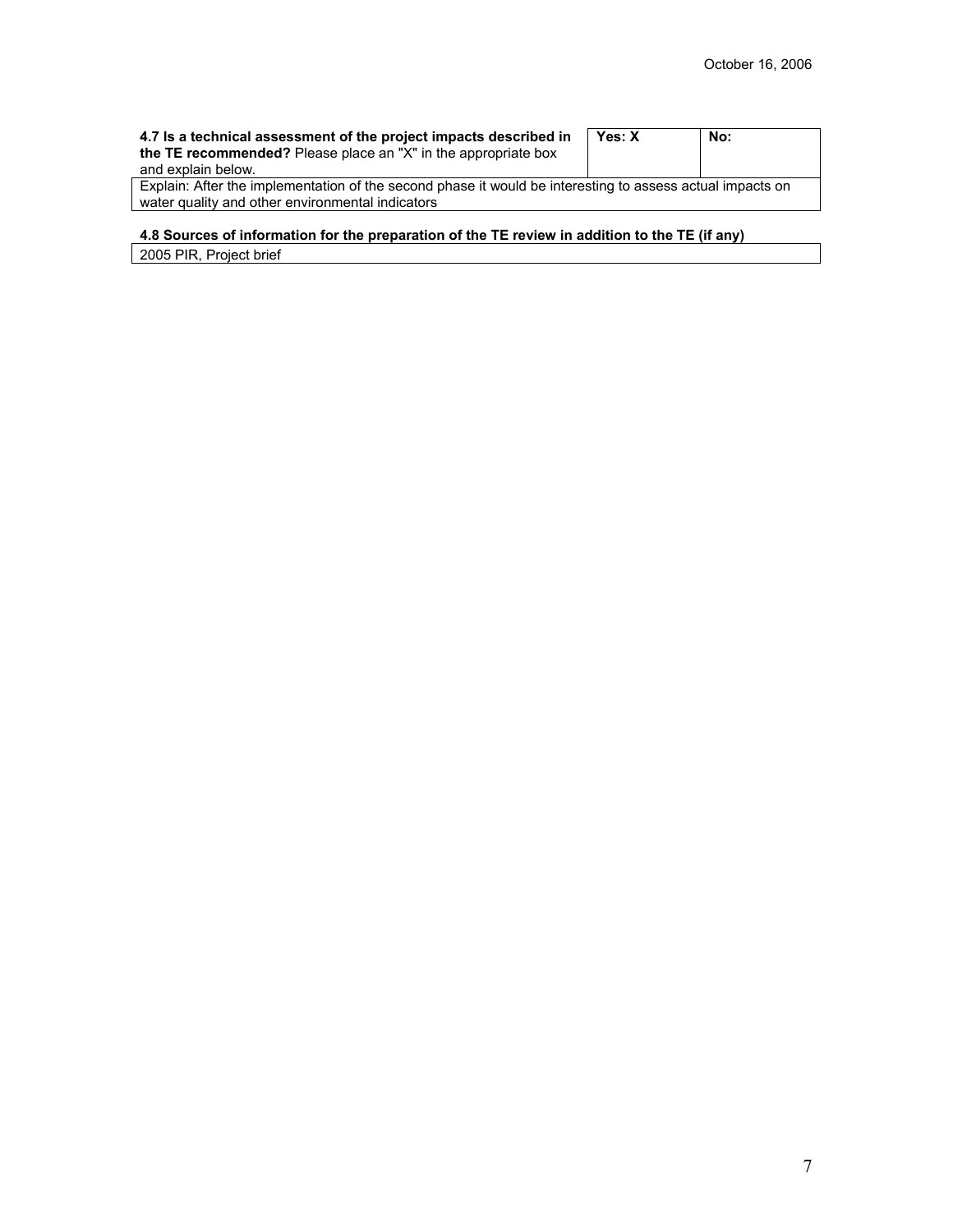| | | |
|---|---|---|
| **4.7 Is a technical assessment of the project impacts described in the TE recommended?** Please place an "X" in the appropriate box and explain below. | **Yes: X** | **No:** |
| Explain: After the implementation of the second phase it would be interesting to assess actual impacts on water quality and other environmental indicators | | |

**4.8 Sources of information for the preparation of the TE review in addition to the TE (if any)**

2005 PIR, Project brief